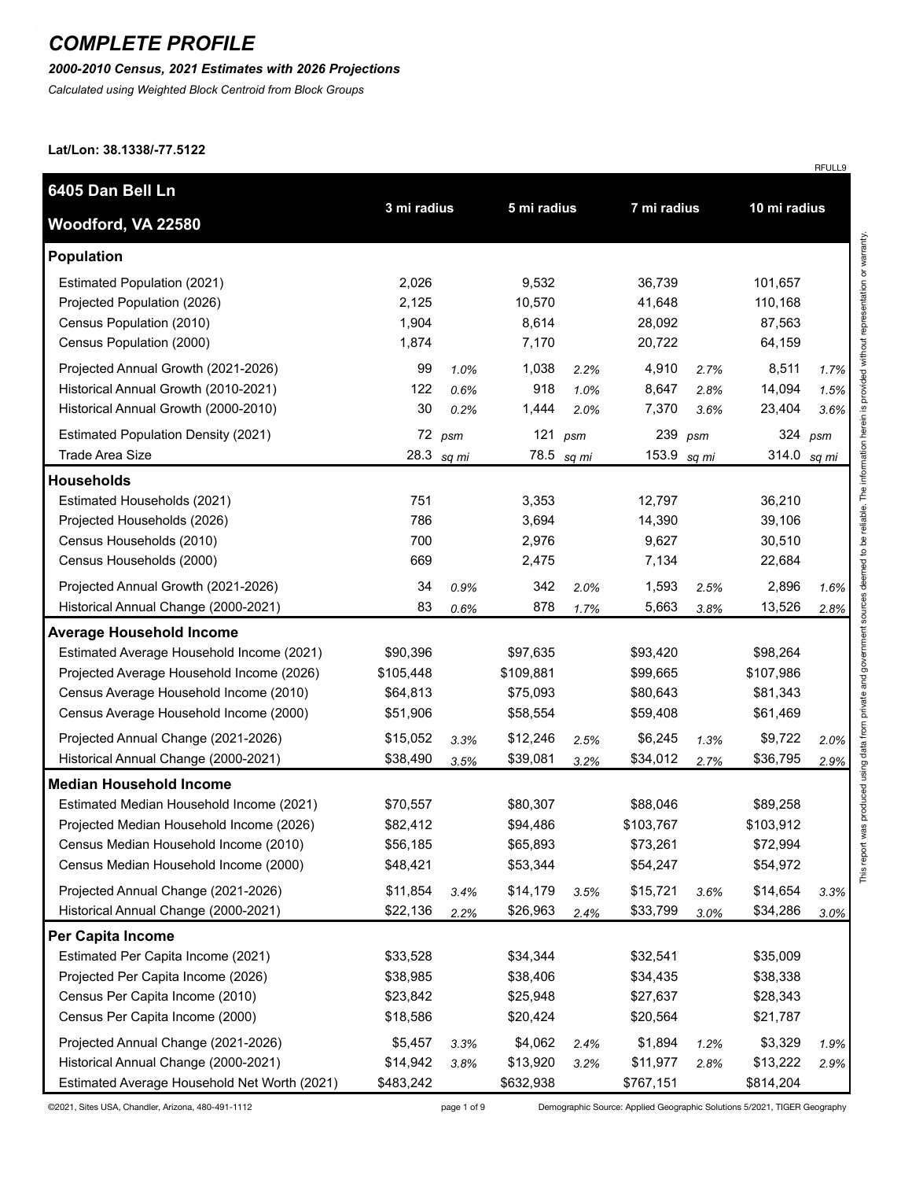# COMPLETE PROFILE

***2000-2010 Census, 2021 Estimates with 2026 Projections***

*Calculated using Weighted Block Centroid from Block Groups*

**Lat/Lon: 38.1338/-77.5122**

RFULL9

| **6405 Dan Bell Ln<br>Woodford, VA 22580** | **3 mi radius** | | **5 mi radius** | | **7 mi radius** | | **10 mi radius** | |
|---|---|---|---|---|---|---|---|---|
| **Population** | | | | | | | | |
| Estimated Population (2021) | 2,026 | | 9,532 | | 36,739 | | 101,657 | |
| Projected Population (2026) | 2,125 | | 10,570 | | 41,648 | | 110,168 | |
| Census Population (2010) | 1,904 | | 8,614 | | 28,092 | | 87,563 | |
| Census Population (2000) | 1,874 | | 7,170 | | 20,722 | | 64,159 | |
| Projected Annual Growth (2021-2026) | 99 | *1.0%* | 1,038 | *2.2%* | 4,910 | *2.7%* | 8,511 | *1.7%* |
| Historical Annual Growth (2010-2021) | 122 | *0.6%* | 918 | *1.0%* | 8,647 | *2.8%* | 14,094 | *1.5%* |
| Historical Annual Growth (2000-2010) | 30 | *0.2%* | 1,444 | *2.0%* | 7,370 | *3.6%* | 23,404 | *3.6%* |
| Estimated Population Density (2021) | 72 | *psm* | 121 | *psm* | 239 | *psm* | 324 | *psm* |
| Trade Area Size | 28.3 | *sq mi* | 78.5 | *sq mi* | 153.9 | *sq mi* | 314.0 | *sq mi* |
| **Households** | | | | | | | | |
| Estimated Households (2021) | 751 | | 3,353 | | 12,797 | | 36,210 | |
| Projected Households (2026) | 786 | | 3,694 | | 14,390 | | 39,106 | |
| Census Households (2010) | 700 | | 2,976 | | 9,627 | | 30,510 | |
| Census Households (2000) | 669 | | 2,475 | | 7,134 | | 22,684 | |
| Projected Annual Growth (2021-2026) | 34 | *0.9%* | 342 | *2.0%* | 1,593 | *2.5%* | 2,896 | *1.6%* |
| Historical Annual Change (2000-2021) | 83 | *0.6%* | 878 | *1.7%* | 5,663 | *3.8%* | 13,526 | *2.8%* |
| **Average Household Income** | | | | | | | | |
| Estimated Average Household Income (2021) | $90,396 | | $97,635 | | $93,420 | | $98,264 | |
| Projected Average Household Income (2026) | $105,448 | | $109,881 | | $99,665 | | $107,986 | |
| Census Average Household Income (2010) | $64,813 | | $75,093 | | $80,643 | | $81,343 | |
| Census Average Household Income (2000) | $51,906 | | $58,554 | | $59,408 | | $61,469 | |
| Projected Annual Change (2021-2026) | $15,052 | *3.3%* | $12,246 | *2.5%* | $6,245 | *1.3%* | $9,722 | *2.0%* |
| Historical Annual Change (2000-2021) | $38,490 | *3.5%* | $39,081 | *3.2%* | $34,012 | *2.7%* | $36,795 | *2.9%* |
| **Median Household Income** | | | | | | | | |
| Estimated Median Household Income (2021) | $70,557 | | $80,307 | | $88,046 | | $89,258 | |
| Projected Median Household Income (2026) | $82,412 | | $94,486 | | $103,767 | | $103,912 | |
| Census Median Household Income (2010) | $56,185 | | $65,893 | | $73,261 | | $72,994 | |
| Census Median Household Income (2000) | $48,421 | | $53,344 | | $54,247 | | $54,972 | |
| Projected Annual Change (2021-2026) | $11,854 | *3.4%* | $14,179 | *3.5%* | $15,721 | *3.6%* | $14,654 | *3.3%* |
| Historical Annual Change (2000-2021) | $22,136 | *2.2%* | $26,963 | *2.4%* | $33,799 | *3.0%* | $34,286 | *3.0%* |
| **Per Capita Income** | | | | | | | | |
| Estimated Per Capita Income (2021) | $33,528 | | $34,344 | | $32,541 | | $35,009 | |
| Projected Per Capita Income (2026) | $38,985 | | $38,406 | | $34,435 | | $38,338 | |
| Census Per Capita Income (2010) | $23,842 | | $25,948 | | $27,637 | | $28,343 | |
| Census Per Capita Income (2000) | $18,586 | | $20,424 | | $20,564 | | $21,787 | |
| Projected Annual Change (2021-2026) | $5,457 | *3.3%* | $4,062 | *2.4%* | $1,894 | *1.2%* | $3,329 | *1.9%* |
| Historical Annual Change (2000-2021) | $14,942 | *3.8%* | $13,920 | *3.2%* | $11,977 | *2.8%* | $13,222 | *2.9%* |
| Estimated Average Household Net Worth (2021) | $483,242 | | $632,938 | | $767,151 | | $814,204 | |

This report was produced using data from private and government sources deemed to be reliable. The information herein is provided without representation or warranty.

©2021, Sites USA, Chandler, Arizona, 480-491-1112

Demographic Source: Applied Geographic Solutions 5/2021, TIGER Geography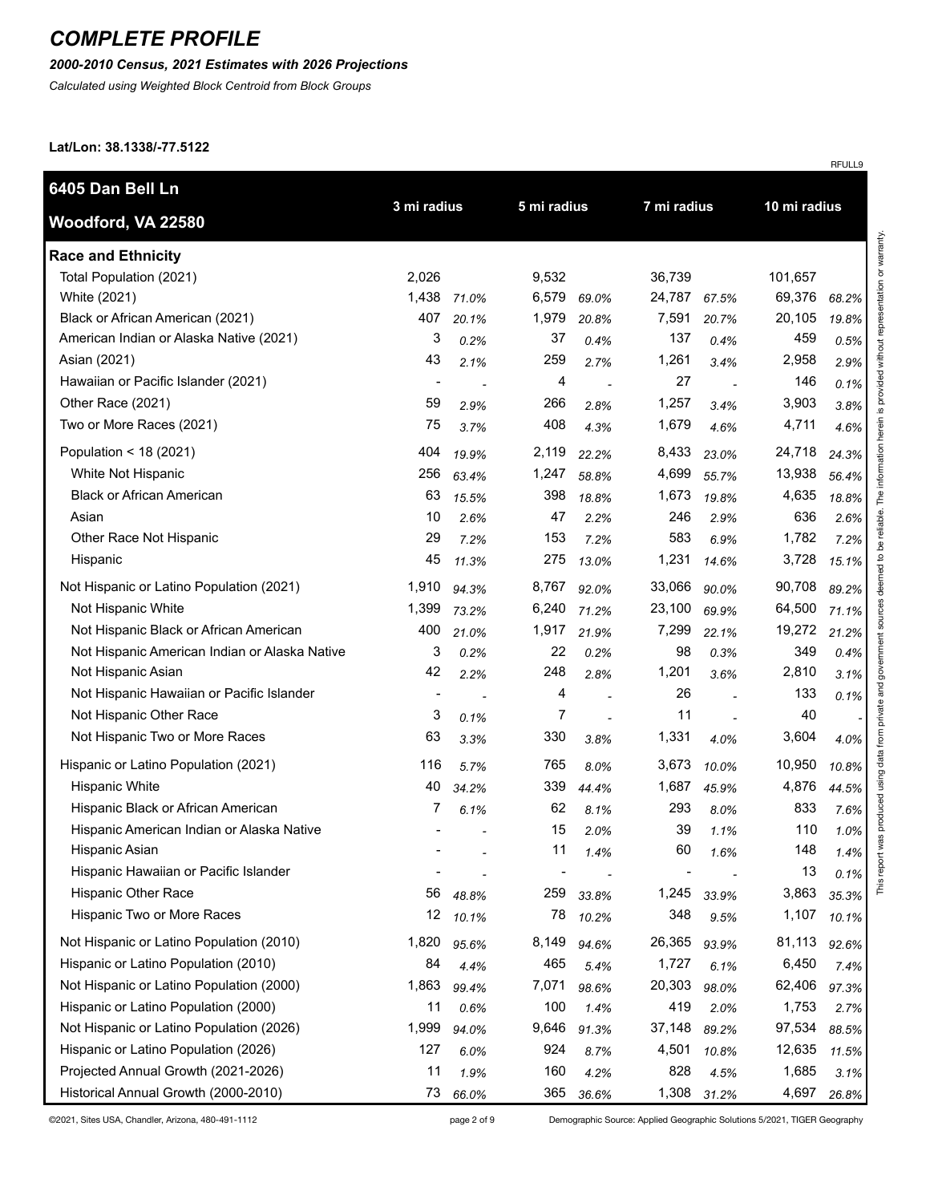# COMPLETE PROFILE

***2000-2010 Census, 2021 Estimates with 2026 Projections***

*Calculated using Weighted Block Centroid from Block Groups*

**Lat/Lon: 38.1338/-77.5122**

RFULL9

| 6405 Dan Bell Ln Woodford, VA 22580 | 3 mi radius | | 5 mi radius | | 7 mi radius | | 10 mi radius | |
|---|---|---|---|---|---|---|---|---|
| **Race and Ethnicity** | | | | | | | | |
| Total Population (2021) | 2,026 | | 9,532 | | 36,739 | | 101,657 | |
| White (2021) | 1,438 | *71.0%* | 6,579 | *69.0%* | 24,787 | *67.5%* | 69,376 | *68.2%* |
| Black or African American (2021) | 407 | *20.1%* | 1,979 | *20.8%* | 7,591 | *20.7%* | 20,105 | *19.8%* |
| American Indian or Alaska Native (2021) | 3 | *0.2%* | 37 | *0.4%* | 137 | *0.4%* | 459 | *0.5%* |
| Asian (2021) | 43 | *2.1%* | 259 | *2.7%* | 1,261 | *3.4%* | 2,958 | *2.9%* |
| Hawaiian or Pacific Islander (2021) | - | - | 4 | - | 27 | - | 146 | *0.1%* |
| Other Race (2021) | 59 | *2.9%* | 266 | *2.8%* | 1,257 | *3.4%* | 3,903 | *3.8%* |
| Two or More Races (2021) | 75 | *3.7%* | 408 | *4.3%* | 1,679 | *4.6%* | 4,711 | *4.6%* |
| Population < 18 (2021) | 404 | *19.9%* | 2,119 | *22.2%* | 8,433 | *23.0%* | 24,718 | *24.3%* |
| White Not Hispanic | 256 | *63.4%* | 1,247 | *58.8%* | 4,699 | *55.7%* | 13,938 | *56.4%* |
| Black or African American | 63 | *15.5%* | 398 | *18.8%* | 1,673 | *19.8%* | 4,635 | *18.8%* |
| Asian | 10 | *2.6%* | 47 | *2.2%* | 246 | *2.9%* | 636 | *2.6%* |
| Other Race Not Hispanic | 29 | *7.2%* | 153 | *7.2%* | 583 | *6.9%* | 1,782 | *7.2%* |
| Hispanic | 45 | *11.3%* | 275 | *13.0%* | 1,231 | *14.6%* | 3,728 | *15.1%* |
| Not Hispanic or Latino Population (2021) | 1,910 | *94.3%* | 8,767 | *92.0%* | 33,066 | *90.0%* | 90,708 | *89.2%* |
| Not Hispanic White | 1,399 | *73.2%* | 6,240 | *71.2%* | 23,100 | *69.9%* | 64,500 | *71.1%* |
| Not Hispanic Black or African American | 400 | *21.0%* | 1,917 | *21.9%* | 7,299 | *22.1%* | 19,272 | *21.2%* |
| Not Hispanic American Indian or Alaska Native | 3 | *0.2%* | 22 | *0.2%* | 98 | *0.3%* | 349 | *0.4%* |
| Not Hispanic Asian | 42 | *2.2%* | 248 | *2.8%* | 1,201 | *3.6%* | 2,810 | *3.1%* |
| Not Hispanic Hawaiian or Pacific Islander | - | - | 4 | - | 26 | - | 133 | *0.1%* |
| Not Hispanic Other Race | 3 | *0.1%* | 7 | - | 11 | - | 40 | - |
| Not Hispanic Two or More Races | 63 | *3.3%* | 330 | *3.8%* | 1,331 | *4.0%* | 3,604 | *4.0%* |
| Hispanic or Latino Population (2021) | 116 | *5.7%* | 765 | *8.0%* | 3,673 | *10.0%* | 10,950 | *10.8%* |
| Hispanic White | 40 | *34.2%* | 339 | *44.4%* | 1,687 | *45.9%* | 4,876 | *44.5%* |
| Hispanic Black or African American | 7 | *6.1%* | 62 | *8.1%* | 293 | *8.0%* | 833 | *7.6%* |
| Hispanic American Indian or Alaska Native | - | - | 15 | *2.0%* | 39 | *1.1%* | 110 | *1.0%* |
| Hispanic Asian | - | - | 11 | *1.4%* | 60 | *1.6%* | 148 | *1.4%* |
| Hispanic Hawaiian or Pacific Islander | - | - | - | - | - | - | 13 | *0.1%* |
| Hispanic Other Race | 56 | *48.8%* | 259 | *33.8%* | 1,245 | *33.9%* | 3,863 | *35.3%* |
| Hispanic Two or More Races | 12 | *10.1%* | 78 | *10.2%* | 348 | *9.5%* | 1,107 | *10.1%* |
| Not Hispanic or Latino Population (2010) | 1,820 | *95.6%* | 8,149 | *94.6%* | 26,365 | *93.9%* | 81,113 | *92.6%* |
| Hispanic or Latino Population (2010) | 84 | *4.4%* | 465 | *5.4%* | 1,727 | *6.1%* | 6,450 | *7.4%* |
| Not Hispanic or Latino Population (2000) | 1,863 | *99.4%* | 7,071 | *98.6%* | 20,303 | *98.0%* | 62,406 | *97.3%* |
| Hispanic or Latino Population (2000) | 11 | *0.6%* | 100 | *1.4%* | 419 | *2.0%* | 1,753 | *2.7%* |
| Not Hispanic or Latino Population (2026) | 1,999 | *94.0%* | 9,646 | *91.3%* | 37,148 | *89.2%* | 97,534 | *88.5%* |
| Hispanic or Latino Population (2026) | 127 | *6.0%* | 924 | *8.7%* | 4,501 | *10.8%* | 12,635 | *11.5%* |
| Projected Annual Growth (2021-2026) | 11 | *1.9%* | 160 | *4.2%* | 828 | *4.5%* | 1,685 | *3.1%* |
| Historical Annual Growth (2000-2010) | 73 | *66.0%* | 365 | *36.6%* | 1,308 | *31.2%* | 4,697 | *26.8%* |

This report was produced using data from private and government sources deemed to be reliable. The information herein is provided without representation or warranty.

©2021, Sites USA, Chandler, Arizona, 480-491-1112

Demographic Source: Applied Geographic Solutions 5/2021, TIGER Geography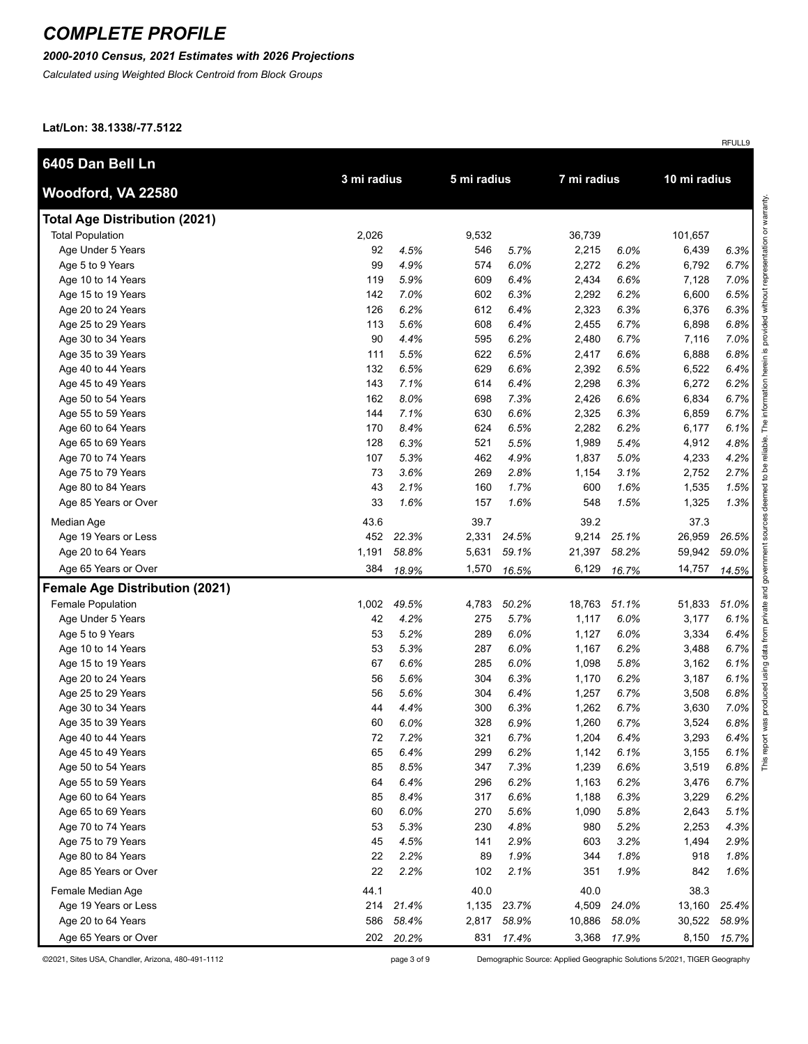# COMPLETE PROFILE

***2000-2010 Census, 2021 Estimates with 2026 Projections***

*Calculated using Weighted Block Centroid from Block Groups*

**Lat/Lon: 38.1338/-77.5122**

RFULL9

| **6405 Dan Bell Ln Woodford, VA 22580** | 3 mi radius | | 5 mi radius | | 7 mi radius | | 10 mi radius | |
|---|---|---|---|---|---|---|---|---|
| **Total Age Distribution (2021)** | | | | | | | | |
| Total Population | 2,026 | | 9,532 | | 36,739 | | 101,657 | |
| Age Under 5 Years | 92 | *4.5%* | 546 | *5.7%* | 2,215 | *6.0%* | 6,439 | *6.3%* |
| Age 5 to 9 Years | 99 | *4.9%* | 574 | *6.0%* | 2,272 | *6.2%* | 6,792 | *6.7%* |
| Age 10 to 14 Years | 119 | *5.9%* | 609 | *6.4%* | 2,434 | *6.6%* | 7,128 | *7.0%* |
| Age 15 to 19 Years | 142 | *7.0%* | 602 | *6.3%* | 2,292 | *6.2%* | 6,600 | *6.5%* |
| Age 20 to 24 Years | 126 | *6.2%* | 612 | *6.4%* | 2,323 | *6.3%* | 6,376 | *6.3%* |
| Age 25 to 29 Years | 113 | *5.6%* | 608 | *6.4%* | 2,455 | *6.7%* | 6,898 | *6.8%* |
| Age 30 to 34 Years | 90 | *4.4%* | 595 | *6.2%* | 2,480 | *6.7%* | 7,116 | *7.0%* |
| Age 35 to 39 Years | 111 | *5.5%* | 622 | *6.5%* | 2,417 | *6.6%* | 6,888 | *6.8%* |
| Age 40 to 44 Years | 132 | *6.5%* | 629 | *6.6%* | 2,392 | *6.5%* | 6,522 | *6.4%* |
| Age 45 to 49 Years | 143 | *7.1%* | 614 | *6.4%* | 2,298 | *6.3%* | 6,272 | *6.2%* |
| Age 50 to 54 Years | 162 | *8.0%* | 698 | *7.3%* | 2,426 | *6.6%* | 6,834 | *6.7%* |
| Age 55 to 59 Years | 144 | *7.1%* | 630 | *6.6%* | 2,325 | *6.3%* | 6,859 | *6.7%* |
| Age 60 to 64 Years | 170 | *8.4%* | 624 | *6.5%* | 2,282 | *6.2%* | 6,177 | *6.1%* |
| Age 65 to 69 Years | 128 | *6.3%* | 521 | *5.5%* | 1,989 | *5.4%* | 4,912 | *4.8%* |
| Age 70 to 74 Years | 107 | *5.3%* | 462 | *4.9%* | 1,837 | *5.0%* | 4,233 | *4.2%* |
| Age 75 to 79 Years | 73 | *3.6%* | 269 | *2.8%* | 1,154 | *3.1%* | 2,752 | *2.7%* |
| Age 80 to 84 Years | 43 | *2.1%* | 160 | *1.7%* | 600 | *1.6%* | 1,535 | *1.5%* |
| Age 85 Years or Over | 33 | *1.6%* | 157 | *1.6%* | 548 | *1.5%* | 1,325 | *1.3%* |
| Median Age | 43.6 | | 39.7 | | 39.2 | | 37.3 | |
| Age 19 Years or Less | 452 | *22.3%* | 2,331 | *24.5%* | 9,214 | *25.1%* | 26,959 | *26.5%* |
| Age 20 to 64 Years | 1,191 | *58.8%* | 5,631 | *59.1%* | 21,397 | *58.2%* | 59,942 | *59.0%* |
| Age 65 Years or Over | 384 | *18.9%* | 1,570 | *16.5%* | 6,129 | *16.7%* | 14,757 | *14.5%* |
| **Female Age Distribution (2021)** | | | | | | | | |
| Female Population | 1,002 | *49.5%* | 4,783 | *50.2%* | 18,763 | *51.1%* | 51,833 | *51.0%* |
| Age Under 5 Years | 42 | *4.2%* | 275 | *5.7%* | 1,117 | *6.0%* | 3,177 | *6.1%* |
| Age 5 to 9 Years | 53 | *5.2%* | 289 | *6.0%* | 1,127 | *6.0%* | 3,334 | *6.4%* |
| Age 10 to 14 Years | 53 | *5.3%* | 287 | *6.0%* | 1,167 | *6.2%* | 3,488 | *6.7%* |
| Age 15 to 19 Years | 67 | *6.6%* | 285 | *6.0%* | 1,098 | *5.8%* | 3,162 | *6.1%* |
| Age 20 to 24 Years | 56 | *5.6%* | 304 | *6.3%* | 1,170 | *6.2%* | 3,187 | *6.1%* |
| Age 25 to 29 Years | 56 | *5.6%* | 304 | *6.4%* | 1,257 | *6.7%* | 3,508 | *6.8%* |
| Age 30 to 34 Years | 44 | *4.4%* | 300 | *6.3%* | 1,262 | *6.7%* | 3,630 | *7.0%* |
| Age 35 to 39 Years | 60 | *6.0%* | 328 | *6.9%* | 1,260 | *6.7%* | 3,524 | *6.8%* |
| Age 40 to 44 Years | 72 | *7.2%* | 321 | *6.7%* | 1,204 | *6.4%* | 3,293 | *6.4%* |
| Age 45 to 49 Years | 65 | *6.4%* | 299 | *6.2%* | 1,142 | *6.1%* | 3,155 | *6.1%* |
| Age 50 to 54 Years | 85 | *8.5%* | 347 | *7.3%* | 1,239 | *6.6%* | 3,519 | *6.8%* |
| Age 55 to 59 Years | 64 | *6.4%* | 296 | *6.2%* | 1,163 | *6.2%* | 3,476 | *6.7%* |
| Age 60 to 64 Years | 85 | *8.4%* | 317 | *6.6%* | 1,188 | *6.3%* | 3,229 | *6.2%* |
| Age 65 to 69 Years | 60 | *6.0%* | 270 | *5.6%* | 1,090 | *5.8%* | 2,643 | *5.1%* |
| Age 70 to 74 Years | 53 | *5.3%* | 230 | *4.8%* | 980 | *5.2%* | 2,253 | *4.3%* |
| Age 75 to 79 Years | 45 | *4.5%* | 141 | *2.9%* | 603 | *3.2%* | 1,494 | *2.9%* |
| Age 80 to 84 Years | 22 | *2.2%* | 89 | *1.9%* | 344 | *1.8%* | 918 | *1.8%* |
| Age 85 Years or Over | 22 | *2.2%* | 102 | *2.1%* | 351 | *1.9%* | 842 | *1.6%* |
| Female Median Age | 44.1 | | 40.0 | | 40.0 | | 38.3 | |
| Age 19 Years or Less | 214 | *21.4%* | 1,135 | *23.7%* | 4,509 | *24.0%* | 13,160 | *25.4%* |
| Age 20 to 64 Years | 586 | *58.4%* | 2,817 | *58.9%* | 10,886 | *58.0%* | 30,522 | *58.9%* |
| Age 65 Years or Over | 202 | *20.2%* | 831 | *17.4%* | 3,368 | *17.9%* | 8,150 | *15.7%* |

This report was produced using data from private and government sources deemed to be reliable. The information herein is provided without representation or warranty.

©2021, Sites USA, Chandler, Arizona, 480-491-1112

Demographic Source: Applied Geographic Solutions 5/2021, TIGER Geography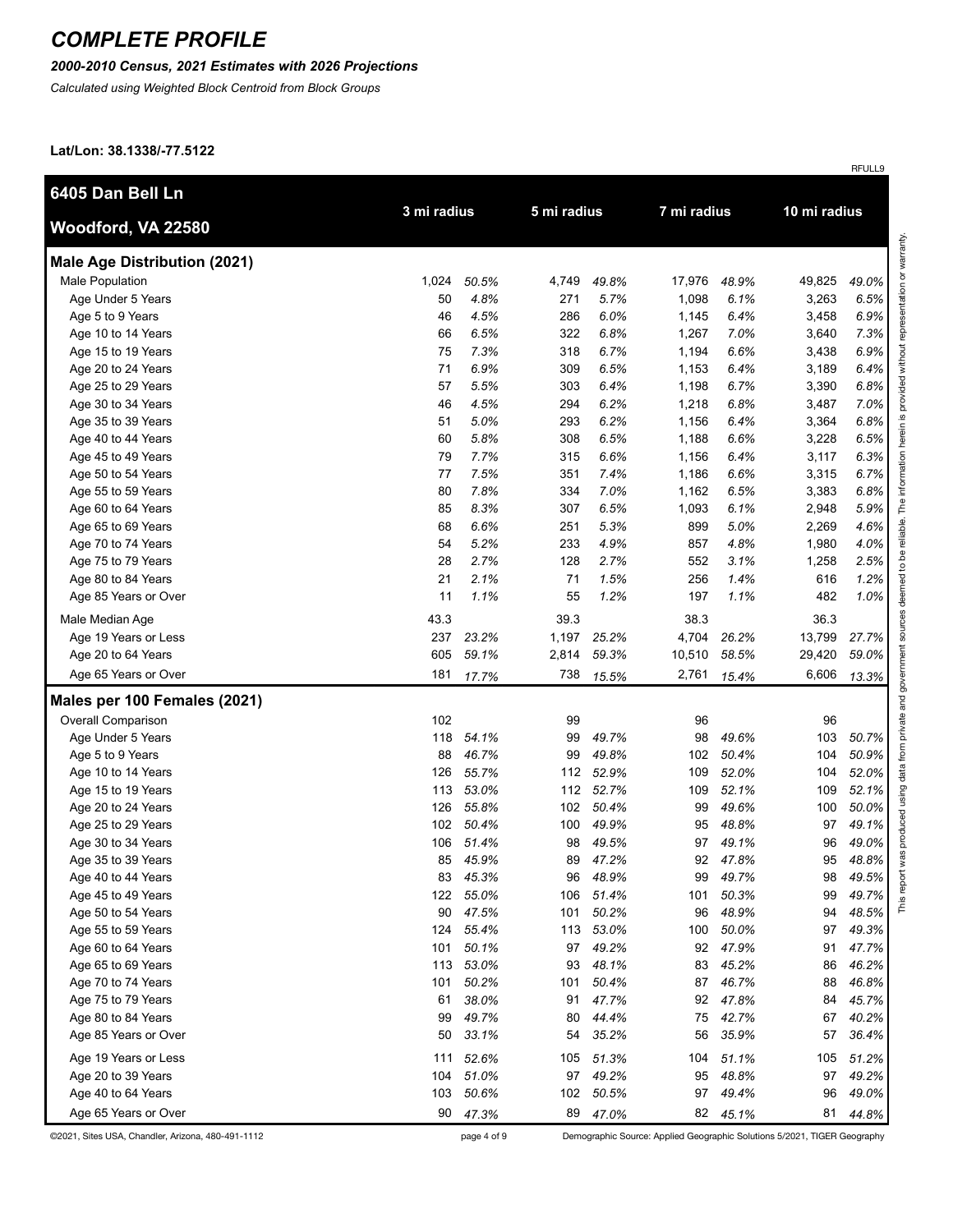# COMPLETE PROFILE

***2000-2010 Census, 2021 Estimates with 2026 Projections***

*Calculated using Weighted Block Centroid from Block Groups*

**Lat/Lon: 38.1338/-77.5122**

RFULL9

| **6405 Dan Bell Ln<br>Woodford, VA 22580** | **3 mi radius** | | **5 mi radius** | | **7 mi radius** | | **10 mi radius** | |
|---|---|---|---|---|---|---|---|---|
| **Male Age Distribution (2021)** | | | | | | | | |
| Male Population | 1,024 | *50.5%* | 4,749 | *49.8%* | 17,976 | *48.9%* | 49,825 | *49.0%* |
| Age Under 5 Years | 50 | *4.8%* | 271 | *5.7%* | 1,098 | *6.1%* | 3,263 | *6.5%* |
| Age 5 to 9 Years | 46 | *4.5%* | 286 | *6.0%* | 1,145 | *6.4%* | 3,458 | *6.9%* |
| Age 10 to 14 Years | 66 | *6.5%* | 322 | *6.8%* | 1,267 | *7.0%* | 3,640 | *7.3%* |
| Age 15 to 19 Years | 75 | *7.3%* | 318 | *6.7%* | 1,194 | *6.6%* | 3,438 | *6.9%* |
| Age 20 to 24 Years | 71 | *6.9%* | 309 | *6.5%* | 1,153 | *6.4%* | 3,189 | *6.4%* |
| Age 25 to 29 Years | 57 | *5.5%* | 303 | *6.4%* | 1,198 | *6.7%* | 3,390 | *6.8%* |
| Age 30 to 34 Years | 46 | *4.5%* | 294 | *6.2%* | 1,218 | *6.8%* | 3,487 | *7.0%* |
| Age 35 to 39 Years | 51 | *5.0%* | 293 | *6.2%* | 1,156 | *6.4%* | 3,364 | *6.8%* |
| Age 40 to 44 Years | 60 | *5.8%* | 308 | *6.5%* | 1,188 | *6.6%* | 3,228 | *6.5%* |
| Age 45 to 49 Years | 79 | *7.7%* | 315 | *6.6%* | 1,156 | *6.4%* | 3,117 | *6.3%* |
| Age 50 to 54 Years | 77 | *7.5%* | 351 | *7.4%* | 1,186 | *6.6%* | 3,315 | *6.7%* |
| Age 55 to 59 Years | 80 | *7.8%* | 334 | *7.0%* | 1,162 | *6.5%* | 3,383 | *6.8%* |
| Age 60 to 64 Years | 85 | *8.3%* | 307 | *6.5%* | 1,093 | *6.1%* | 2,948 | *5.9%* |
| Age 65 to 69 Years | 68 | *6.6%* | 251 | *5.3%* | 899 | *5.0%* | 2,269 | *4.6%* |
| Age 70 to 74 Years | 54 | *5.2%* | 233 | *4.9%* | 857 | *4.8%* | 1,980 | *4.0%* |
| Age 75 to 79 Years | 28 | *2.7%* | 128 | *2.7%* | 552 | *3.1%* | 1,258 | *2.5%* |
| Age 80 to 84 Years | 21 | *2.1%* | 71 | *1.5%* | 256 | *1.4%* | 616 | *1.2%* |
| Age 85 Years or Over | 11 | *1.1%* | 55 | *1.2%* | 197 | *1.1%* | 482 | *1.0%* |
| Male Median Age | 43.3 | | 39.3 | | 38.3 | | 36.3 | |
| Age 19 Years or Less | 237 | *23.2%* | 1,197 | *25.2%* | 4,704 | *26.2%* | 13,799 | *27.7%* |
| Age 20 to 64 Years | 605 | *59.1%* | 2,814 | *59.3%* | 10,510 | *58.5%* | 29,420 | *59.0%* |
| Age 65 Years or Over | 181 | *17.7%* | 738 | *15.5%* | 2,761 | *15.4%* | 6,606 | *13.3%* |
| **Males per 100 Females (2021)** | | | | | | | | |
| Overall Comparison | 102 | | 99 | | 96 | | 96 | |
| Age Under 5 Years | 118 | *54.1%* | 99 | *49.7%* | 98 | *49.6%* | 103 | *50.7%* |
| Age 5 to 9 Years | 88 | *46.7%* | 99 | *49.8%* | 102 | *50.4%* | 104 | *50.9%* |
| Age 10 to 14 Years | 126 | *55.7%* | 112 | *52.9%* | 109 | *52.0%* | 104 | *52.0%* |
| Age 15 to 19 Years | 113 | *53.0%* | 112 | *52.7%* | 109 | *52.1%* | 109 | *52.1%* |
| Age 20 to 24 Years | 126 | *55.8%* | 102 | *50.4%* | 99 | *49.6%* | 100 | *50.0%* |
| Age 25 to 29 Years | 102 | *50.4%* | 100 | *49.9%* | 95 | *48.8%* | 97 | *49.1%* |
| Age 30 to 34 Years | 106 | *51.4%* | 98 | *49.5%* | 97 | *49.1%* | 96 | *49.0%* |
| Age 35 to 39 Years | 85 | *45.9%* | 89 | *47.2%* | 92 | *47.8%* | 95 | *48.8%* |
| Age 40 to 44 Years | 83 | *45.3%* | 96 | *48.9%* | 99 | *49.7%* | 98 | *49.5%* |
| Age 45 to 49 Years | 122 | *55.0%* | 106 | *51.4%* | 101 | *50.3%* | 99 | *49.7%* |
| Age 50 to 54 Years | 90 | *47.5%* | 101 | *50.2%* | 96 | *48.9%* | 94 | *48.5%* |
| Age 55 to 59 Years | 124 | *55.4%* | 113 | *53.0%* | 100 | *50.0%* | 97 | *49.3%* |
| Age 60 to 64 Years | 101 | *50.1%* | 97 | *49.2%* | 92 | *47.9%* | 91 | *47.7%* |
| Age 65 to 69 Years | 113 | *53.0%* | 93 | *48.1%* | 83 | *45.2%* | 86 | *46.2%* |
| Age 70 to 74 Years | 101 | *50.2%* | 101 | *50.4%* | 87 | *46.7%* | 88 | *46.8%* |
| Age 75 to 79 Years | 61 | *38.0%* | 91 | *47.7%* | 92 | *47.8%* | 84 | *45.7%* |
| Age 80 to 84 Years | 99 | *49.7%* | 80 | *44.4%* | 75 | *42.7%* | 67 | *40.2%* |
| Age 85 Years or Over | 50 | *33.1%* | 54 | *35.2%* | 56 | *35.9%* | 57 | *36.4%* |
| Age 19 Years or Less | 111 | *52.6%* | 105 | *51.3%* | 104 | *51.1%* | 105 | *51.2%* |
| Age 20 to 39 Years | 104 | *51.0%* | 97 | *49.2%* | 95 | *48.8%* | 97 | *49.2%* |
| Age 40 to 64 Years | 103 | *50.6%* | 102 | *50.5%* | 97 | *49.4%* | 96 | *49.0%* |
| Age 65 Years or Over | 90 | *47.3%* | 89 | *47.0%* | 82 | *45.1%* | 81 | *44.8%* |

This report was produced using data from private and government sources deemed to be reliable. The information herein is provided without representation or warranty.

©2021, Sites USA, Chandler, Arizona, 480-491-1112

Demographic Source: Applied Geographic Solutions 5/2021, TIGER Geography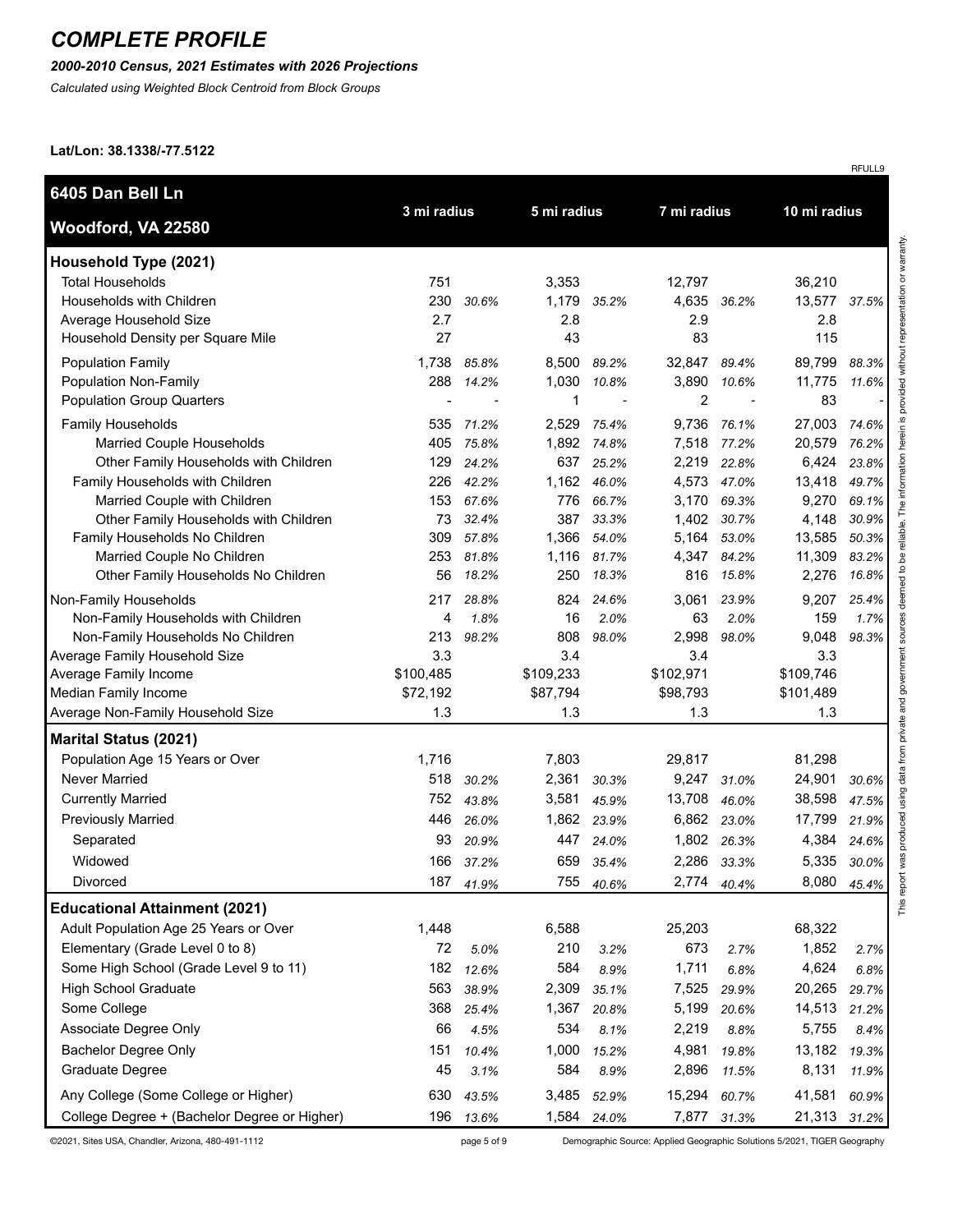# COMPLETE PROFILE

***2000-2010 Census, 2021 Estimates with 2026 Projections***

*Calculated using Weighted Block Centroid from Block Groups*

**Lat/Lon: 38.1338/-77.5122**

RFULL9

| 6405 Dan Bell Ln Woodford, VA 22580 | 3 mi radius | | 5 mi radius | | 7 mi radius | | 10 mi radius | |
|---|---|---|---|---|---|---|---|---|
| **Household Type (2021)** | | | | | | | | |
| Total Households | 751 | | 3,353 | | 12,797 | | 36,210 | |
| Households with Children | 230 | *30.6%* | 1,179 | *35.2%* | 4,635 | *36.2%* | 13,577 | *37.5%* |
| Average Household Size | 2.7 | | 2.8 | | 2.9 | | 2.8 | |
| Household Density per Square Mile | 27 | | 43 | | 83 | | 115 | |
| Population Family | 1,738 | *85.8%* | 8,500 | *89.2%* | 32,847 | *89.4%* | 89,799 | *88.3%* |
| Population Non-Family | 288 | *14.2%* | 1,030 | *10.8%* | 3,890 | *10.6%* | 11,775 | *11.6%* |
| Population Group Quarters | - | - | 1 | - | 2 | - | 83 | - |
| Family Households | 535 | *71.2%* | 2,529 | *75.4%* | 9,736 | *76.1%* | 27,003 | *74.6%* |
| Married Couple Households | 405 | *75.8%* | 1,892 | *74.8%* | 7,518 | *77.2%* | 20,579 | *76.2%* |
| Other Family Households with Children | 129 | *24.2%* | 637 | *25.2%* | 2,219 | *22.8%* | 6,424 | *23.8%* |
| Family Households with Children | 226 | *42.2%* | 1,162 | *46.0%* | 4,573 | *47.0%* | 13,418 | *49.7%* |
| Married Couple with Children | 153 | *67.6%* | 776 | *66.7%* | 3,170 | *69.3%* | 9,270 | *69.1%* |
| Other Family Households with Children | 73 | *32.4%* | 387 | *33.3%* | 1,402 | *30.7%* | 4,148 | *30.9%* |
| Family Households No Children | 309 | *57.8%* | 1,366 | *54.0%* | 5,164 | *53.0%* | 13,585 | *50.3%* |
| Married Couple No Children | 253 | *81.8%* | 1,116 | *81.7%* | 4,347 | *84.2%* | 11,309 | *83.2%* |
| Other Family Households No Children | 56 | *18.2%* | 250 | *18.3%* | 816 | *15.8%* | 2,276 | *16.8%* |
| Non-Family Households | 217 | *28.8%* | 824 | *24.6%* | 3,061 | *23.9%* | 9,207 | *25.4%* |
| Non-Family Households with Children | 4 | *1.8%* | 16 | *2.0%* | 63 | *2.0%* | 159 | *1.7%* |
| Non-Family Households No Children | 213 | *98.2%* | 808 | *98.0%* | 2,998 | *98.0%* | 9,048 | *98.3%* |
| Average Family Household Size | 3.3 | | 3.4 | | 3.4 | | 3.3 | |
| Average Family Income | $100,485 | | $109,233 | | $102,971 | | $109,746 | |
| Median Family Income | $72,192 | | $87,794 | | $98,793 | | $101,489 | |
| Average Non-Family Household Size | 1.3 | | 1.3 | | 1.3 | | 1.3 | |
| **Marital Status (2021)** | | | | | | | | |
| Population Age 15 Years or Over | 1,716 | | 7,803 | | 29,817 | | 81,298 | |
| Never Married | 518 | *30.2%* | 2,361 | *30.3%* | 9,247 | *31.0%* | 24,901 | *30.6%* |
| Currently Married | 752 | *43.8%* | 3,581 | *45.9%* | 13,708 | *46.0%* | 38,598 | *47.5%* |
| Previously Married | 446 | *26.0%* | 1,862 | *23.9%* | 6,862 | *23.0%* | 17,799 | *21.9%* |
| Separated | 93 | *20.9%* | 447 | *24.0%* | 1,802 | *26.3%* | 4,384 | *24.6%* |
| Widowed | 166 | *37.2%* | 659 | *35.4%* | 2,286 | *33.3%* | 5,335 | *30.0%* |
| Divorced | 187 | *41.9%* | 755 | *40.6%* | 2,774 | *40.4%* | 8,080 | *45.4%* |
| **Educational Attainment (2021)** | | | | | | | | |
| Adult Population Age 25 Years or Over | 1,448 | | 6,588 | | 25,203 | | 68,322 | |
| Elementary (Grade Level 0 to 8) | 72 | *5.0%* | 210 | *3.2%* | 673 | *2.7%* | 1,852 | *2.7%* |
| Some High School (Grade Level 9 to 11) | 182 | *12.6%* | 584 | *8.9%* | 1,711 | *6.8%* | 4,624 | *6.8%* |
| High School Graduate | 563 | *38.9%* | 2,309 | *35.1%* | 7,525 | *29.9%* | 20,265 | *29.7%* |
| Some College | 368 | *25.4%* | 1,367 | *20.8%* | 5,199 | *20.6%* | 14,513 | *21.2%* |
| Associate Degree Only | 66 | *4.5%* | 534 | *8.1%* | 2,219 | *8.8%* | 5,755 | *8.4%* |
| Bachelor Degree Only | 151 | *10.4%* | 1,000 | *15.2%* | 4,981 | *19.8%* | 13,182 | *19.3%* |
| Graduate Degree | 45 | *3.1%* | 584 | *8.9%* | 2,896 | *11.5%* | 8,131 | *11.9%* |
| Any College (Some College or Higher) | 630 | *43.5%* | 3,485 | *52.9%* | 15,294 | *60.7%* | 41,581 | *60.9%* |
| College Degree + (Bachelor Degree or Higher) | 196 | *13.6%* | 1,584 | *24.0%* | 7,877 | *31.3%* | 21,313 | *31.2%* |

This report was produced using data from private and government sources deemed to be reliable. The information herein is provided without representation or warranty.

©2021, Sites USA, Chandler, Arizona, 480-491-1112

Demographic Source: Applied Geographic Solutions 5/2021, TIGER Geography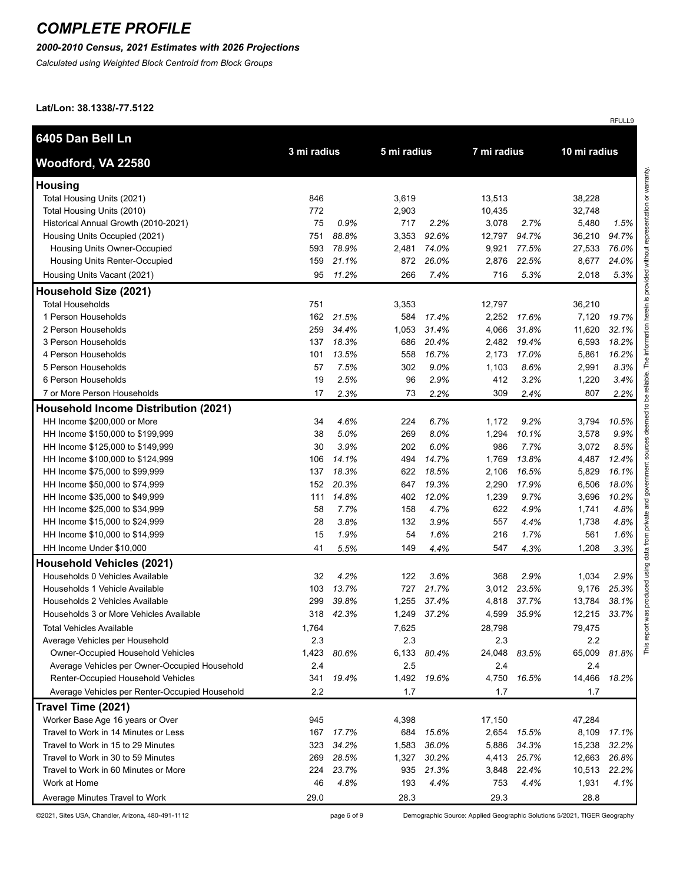# COMPLETE PROFILE

***2000-2010 Census, 2021 Estimates with 2026 Projections***

*Calculated using Weighted Block Centroid from Block Groups*

**Lat/Lon: 38.1338/-77.5122**

RFULL9

| 6405 Dan Bell Ln<br>Woodford, VA 22580 | 3 mi radius | | 5 mi radius | | 7 mi radius | | 10 mi radius | |
|---|---|---|---|---|---|---|---|---|
| **Housing** | | | | | | | | |
| Total Housing Units (2021) | 846 | | 3,619 | | 13,513 | | 38,228 | |
| Total Housing Units (2010) | 772 | | 2,903 | | 10,435 | | 32,748 | |
| Historical Annual Growth (2010-2021) | 75 | *0.9%* | 717 | *2.2%* | 3,078 | *2.7%* | 5,480 | *1.5%* |
| Housing Units Occupied (2021) | 751 | *88.8%* | 3,353 | *92.6%* | 12,797 | *94.7%* | 36,210 | *94.7%* |
| Housing Units Owner-Occupied | 593 | *78.9%* | 2,481 | *74.0%* | 9,921 | *77.5%* | 27,533 | *76.0%* |
| Housing Units Renter-Occupied | 159 | *21.1%* | 872 | *26.0%* | 2,876 | *22.5%* | 8,677 | *24.0%* |
| Housing Units Vacant (2021) | 95 | *11.2%* | 266 | *7.4%* | 716 | *5.3%* | 2,018 | *5.3%* |
| **Household Size (2021)** | | | | | | | | |
| Total Households | 751 | | 3,353 | | 12,797 | | 36,210 | |
| 1 Person Households | 162 | *21.5%* | 584 | *17.4%* | 2,252 | *17.6%* | 7,120 | *19.7%* |
| 2 Person Households | 259 | *34.4%* | 1,053 | *31.4%* | 4,066 | *31.8%* | 11,620 | *32.1%* |
| 3 Person Households | 137 | *18.3%* | 686 | *20.4%* | 2,482 | *19.4%* | 6,593 | *18.2%* |
| 4 Person Households | 101 | *13.5%* | 558 | *16.7%* | 2,173 | *17.0%* | 5,861 | *16.2%* |
| 5 Person Households | 57 | *7.5%* | 302 | *9.0%* | 1,103 | *8.6%* | 2,991 | *8.3%* |
| 6 Person Households | 19 | *2.5%* | 96 | *2.9%* | 412 | *3.2%* | 1,220 | *3.4%* |
| 7 or More Person Households | 17 | *2.3%* | 73 | *2.2%* | 309 | *2.4%* | 807 | *2.2%* |
| **Household Income Distribution (2021)** | | | | | | | | |
| HH Income $200,000 or More | 34 | *4.6%* | 224 | *6.7%* | 1,172 | *9.2%* | 3,794 | *10.5%* |
| HH Income $150,000 to $199,999 | 38 | *5.0%* | 269 | *8.0%* | 1,294 | *10.1%* | 3,578 | *9.9%* |
| HH Income $125,000 to $149,999 | 30 | *3.9%* | 202 | *6.0%* | 986 | *7.7%* | 3,072 | *8.5%* |
| HH Income $100,000 to $124,999 | 106 | *14.1%* | 494 | *14.7%* | 1,769 | *13.8%* | 4,487 | *12.4%* |
| HH Income $75,000 to $99,999 | 137 | *18.3%* | 622 | *18.5%* | 2,106 | *16.5%* | 5,829 | *16.1%* |
| HH Income $50,000 to $74,999 | 152 | *20.3%* | 647 | *19.3%* | 2,290 | *17.9%* | 6,506 | *18.0%* |
| HH Income $35,000 to $49,999 | 111 | *14.8%* | 402 | *12.0%* | 1,239 | *9.7%* | 3,696 | *10.2%* |
| HH Income $25,000 to $34,999 | 58 | *7.7%* | 158 | *4.7%* | 622 | *4.9%* | 1,741 | *4.8%* |
| HH Income $15,000 to $24,999 | 28 | *3.8%* | 132 | *3.9%* | 557 | *4.4%* | 1,738 | *4.8%* |
| HH Income $10,000 to $14,999 | 15 | *1.9%* | 54 | *1.6%* | 216 | *1.7%* | 561 | *1.6%* |
| HH Income Under $10,000 | 41 | *5.5%* | 149 | *4.4%* | 547 | *4.3%* | 1,208 | *3.3%* |
| **Household Vehicles (2021)** | | | | | | | | |
| Households 0 Vehicles Available | 32 | *4.2%* | 122 | *3.6%* | 368 | *2.9%* | 1,034 | *2.9%* |
| Households 1 Vehicle Available | 103 | *13.7%* | 727 | *21.7%* | 3,012 | *23.5%* | 9,176 | *25.3%* |
| Households 2 Vehicles Available | 299 | *39.8%* | 1,255 | *37.4%* | 4,818 | *37.7%* | 13,784 | *38.1%* |
| Households 3 or More Vehicles Available | 318 | *42.3%* | 1,249 | *37.2%* | 4,599 | *35.9%* | 12,215 | *33.7%* |
| Total Vehicles Available | 1,764 | | 7,625 | | 28,798 | | 79,475 | |
| Average Vehicles per Household | 2.3 | | 2.3 | | 2.3 | | 2.2 | |
| Owner-Occupied Household Vehicles | 1,423 | *80.6%* | 6,133 | *80.4%* | 24,048 | *83.5%* | 65,009 | *81.8%* |
| Average Vehicles per Owner-Occupied Household | 2.4 | | 2.5 | | 2.4 | | 2.4 | |
| Renter-Occupied Household Vehicles | 341 | *19.4%* | 1,492 | *19.6%* | 4,750 | *16.5%* | 14,466 | *18.2%* |
| Average Vehicles per Renter-Occupied Household | 2.2 | | 1.7 | | 1.7 | | 1.7 | |
| **Travel Time (2021)** | | | | | | | | |
| Worker Base Age 16 years or Over | 945 | | 4,398 | | 17,150 | | 47,284 | |
| Travel to Work in 14 Minutes or Less | 167 | *17.7%* | 684 | *15.6%* | 2,654 | *15.5%* | 8,109 | *17.1%* |
| Travel to Work in 15 to 29 Minutes | 323 | *34.2%* | 1,583 | *36.0%* | 5,886 | *34.3%* | 15,238 | *32.2%* |
| Travel to Work in 30 to 59 Minutes | 269 | *28.5%* | 1,327 | *30.2%* | 4,413 | *25.7%* | 12,663 | *26.8%* |
| Travel to Work in 60 Minutes or More | 224 | *23.7%* | 935 | *21.3%* | 3,848 | *22.4%* | 10,513 | *22.2%* |
| Work at Home | 46 | *4.8%* | 193 | *4.4%* | 753 | *4.4%* | 1,931 | *4.1%* |
| Average Minutes Travel to Work | 29.0 | | 28.3 | | 29.3 | | 28.8 | |

This report was produced using data from private and government sources deemed to be reliable. The information herein is provided without representation or warranty.

©2021, Sites USA, Chandler, Arizona, 480-491-1112

Demographic Source: Applied Geographic Solutions 5/2021, TIGER Geography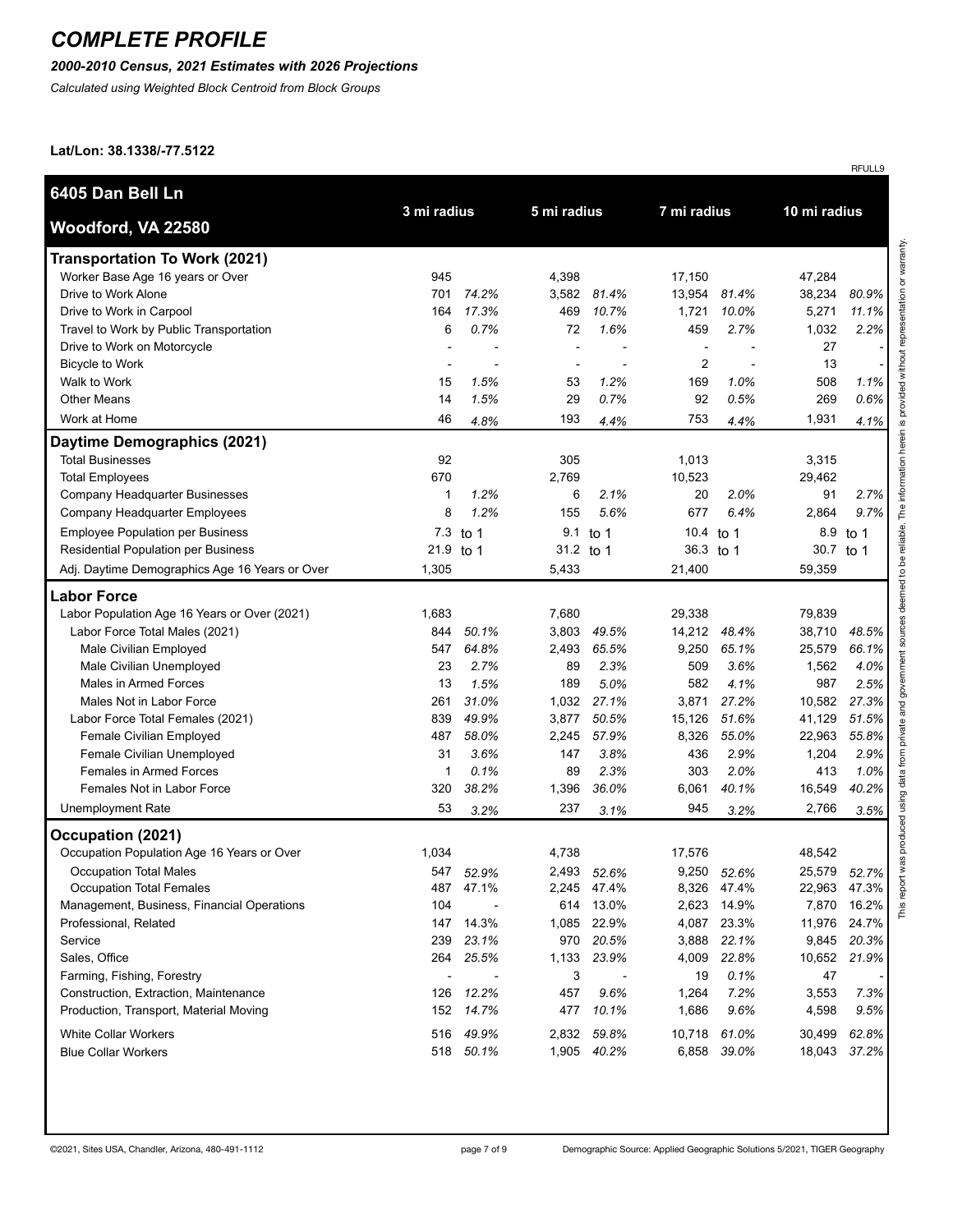# COMPLETE PROFILE

***2000-2010 Census, 2021 Estimates with 2026 Projections***

*Calculated using Weighted Block Centroid from Block Groups*

**Lat/Lon: 38.1338/-77.5122**

RFULL9

| **6405 Dan Bell Ln**<br>**Woodford, VA 22580** | **3 mi radius** | | **5 mi radius** | | **7 mi radius** | | **10 mi radius** | |
|---|---|---|---|---|---|---|---|---|
| **Transportation To Work (2021)** | | | | | | | | |
| Worker Base Age 16 years or Over | 945 | | 4,398 | | 17,150 | | 47,284 | |
| Drive to Work Alone | 701 | *74.2%* | 3,582 | *81.4%* | 13,954 | *81.4%* | 38,234 | *80.9%* |
| Drive to Work in Carpool | 164 | *17.3%* | 469 | *10.7%* | 1,721 | *10.0%* | 5,271 | *11.1%* |
| Travel to Work by Public Transportation | 6 | *0.7%* | 72 | *1.6%* | 459 | *2.7%* | 1,032 | *2.2%* |
| Drive to Work on Motorcycle | - | - | - | - | - | - | 27 | - |
| Bicycle to Work | - | - | - | - | 2 | - | 13 | - |
| Walk to Work | 15 | *1.5%* | 53 | *1.2%* | 169 | *1.0%* | 508 | *1.1%* |
| Other Means | 14 | *1.5%* | 29 | *0.7%* | 92 | *0.5%* | 269 | *0.6%* |
| Work at Home | 46 | *4.8%* | 193 | *4.4%* | 753 | *4.4%* | 1,931 | *4.1%* |
| **Daytime Demographics (2021)** | | | | | | | | |
| Total Businesses | 92 | | 305 | | 1,013 | | 3,315 | |
| Total Employees | 670 | | 2,769 | | 10,523 | | 29,462 | |
| Company Headquarter Businesses | 1 | *1.2%* | 6 | *2.1%* | 20 | *2.0%* | 91 | *2.7%* |
| Company Headquarter Employees | 8 | *1.2%* | 155 | *5.6%* | 677 | *6.4%* | 2,864 | *9.7%* |
| Employee Population per Business | 7.3 | to 1 | 9.1 | to 1 | 10.4 | to 1 | 8.9 | to 1 |
| Residential Population per Business | 21.9 | to 1 | 31.2 | to 1 | 36.3 | to 1 | 30.7 | to 1 |
| Adj. Daytime Demographics Age 16 Years or Over | 1,305 | | 5,433 | | 21,400 | | 59,359 | |
| **Labor Force** | | | | | | | | |
| Labor Population Age 16 Years or Over (2021) | 1,683 | | 7,680 | | 29,338 | | 79,839 | |
| Labor Force Total Males (2021) | 844 | *50.1%* | 3,803 | *49.5%* | 14,212 | *48.4%* | 38,710 | *48.5%* |
| Male Civilian Employed | 547 | *64.8%* | 2,493 | *65.5%* | 9,250 | *65.1%* | 25,579 | *66.1%* |
| Male Civilian Unemployed | 23 | *2.7%* | 89 | *2.3%* | 509 | *3.6%* | 1,562 | *4.0%* |
| Males in Armed Forces | 13 | *1.5%* | 189 | *5.0%* | 582 | *4.1%* | 987 | *2.5%* |
| Males Not in Labor Force | 261 | *31.0%* | 1,032 | *27.1%* | 3,871 | *27.2%* | 10,582 | *27.3%* |
| Labor Force Total Females (2021) | 839 | *49.9%* | 3,877 | *50.5%* | 15,126 | *51.6%* | 41,129 | *51.5%* |
| Female Civilian Employed | 487 | *58.0%* | 2,245 | *57.9%* | 8,326 | *55.0%* | 22,963 | *55.8%* |
| Female Civilian Unemployed | 31 | *3.6%* | 147 | *3.8%* | 436 | *2.9%* | 1,204 | *2.9%* |
| Females in Armed Forces | 1 | *0.1%* | 89 | *2.3%* | 303 | *2.0%* | 413 | *1.0%* |
| Females Not in Labor Force | 320 | *38.2%* | 1,396 | *36.0%* | 6,061 | *40.1%* | 16,549 | *40.2%* |
| Unemployment Rate | 53 | *3.2%* | 237 | *3.1%* | 945 | *3.2%* | 2,766 | *3.5%* |
| **Occupation (2021)** | | | | | | | | |
| Occupation Population Age 16 Years or Over | 1,034 | | 4,738 | | 17,576 | | 48,542 | |
| Occupation Total Males | 547 | *52.9%* | 2,493 | *52.6%* | 9,250 | *52.6%* | 25,579 | *52.7%* |
| Occupation Total Females | 487 | 47.1% | 2,245 | 47.4% | 8,326 | 47.4% | 22,963 | 47.3% |
| Management, Business, Financial Operations | 104 | - | 614 | 13.0% | 2,623 | 14.9% | 7,870 | 16.2% |
| Professional, Related | 147 | 14.3% | 1,085 | 22.9% | 4,087 | 23.3% | 11,976 | 24.7% |
| Service | 239 | *23.1%* | 970 | *20.5%* | 3,888 | *22.1%* | 9,845 | *20.3%* |
| Sales, Office | 264 | *25.5%* | 1,133 | *23.9%* | 4,009 | *22.8%* | 10,652 | *21.9%* |
| Farming, Fishing, Forestry | - | - | 3 | - | 19 | *0.1%* | 47 | - |
| Construction, Extraction, Maintenance | 126 | *12.2%* | 457 | *9.6%* | 1,264 | *7.2%* | 3,553 | *7.3%* |
| Production, Transport, Material Moving | 152 | *14.7%* | 477 | *10.1%* | 1,686 | *9.6%* | 4,598 | *9.5%* |
| White Collar Workers | 516 | *49.9%* | 2,832 | *59.8%* | 10,718 | *61.0%* | 30,499 | *62.8%* |
| Blue Collar Workers | 518 | *50.1%* | 1,905 | *40.2%* | 6,858 | *39.0%* | 18,043 | *37.2%* |

This report was produced using data from private and government sources deemed to be reliable. The information herein is provided without representation or warranty.

©2021, Sites USA, Chandler, Arizona, 480-491-1112

Demographic Source: Applied Geographic Solutions 5/2021, TIGER Geography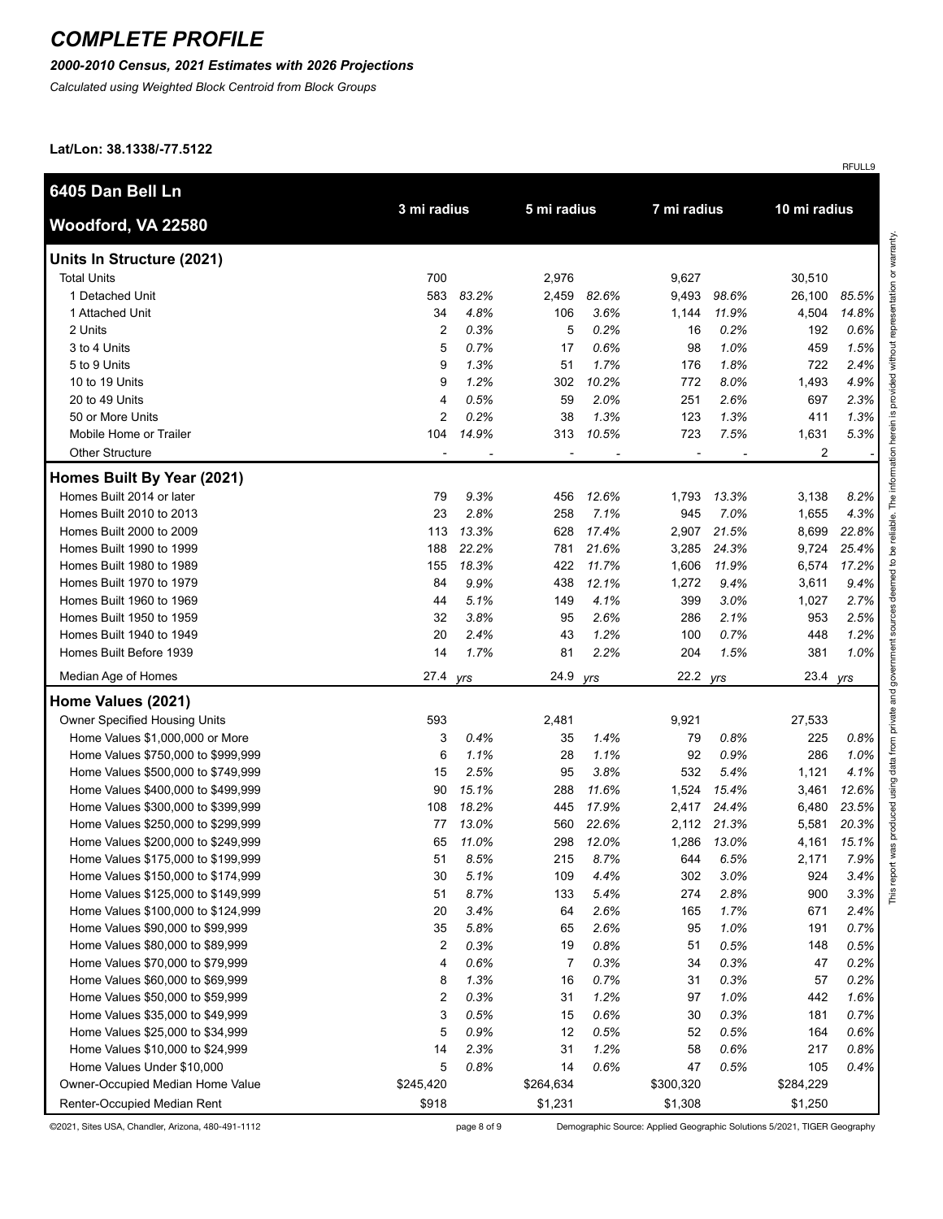# COMPLETE PROFILE

***2000-2010 Census, 2021 Estimates with 2026 Projections***

*Calculated using Weighted Block Centroid from Block Groups*

**Lat/Lon: 38.1338/-77.5122**

RFULL9

| **6405 Dan Bell Ln**<br>**Woodford, VA 22580** | 3 mi radius | | 5 mi radius | | 7 mi radius | | 10 mi radius | |
|---|---|---|---|---|---|---|---|---|
| **Units In Structure (2021)** | | | | | | | | |
| Total Units | 700 | | 2,976 | | 9,627 | | 30,510 | |
| 1 Detached Unit | 583 | *83.2%* | 2,459 | *82.6%* | 9,493 | *98.6%* | 26,100 | *85.5%* |
| 1 Attached Unit | 34 | *4.8%* | 106 | *3.6%* | 1,144 | *11.9%* | 4,504 | *14.8%* |
| 2 Units | 2 | *0.3%* | 5 | *0.2%* | 16 | *0.2%* | 192 | *0.6%* |
| 3 to 4 Units | 5 | *0.7%* | 17 | *0.6%* | 98 | *1.0%* | 459 | *1.5%* |
| 5 to 9 Units | 9 | *1.3%* | 51 | *1.7%* | 176 | *1.8%* | 722 | *2.4%* |
| 10 to 19 Units | 9 | *1.2%* | 302 | *10.2%* | 772 | *8.0%* | 1,493 | *4.9%* |
| 20 to 49 Units | 4 | *0.5%* | 59 | *2.0%* | 251 | *2.6%* | 697 | *2.3%* |
| 50 or More Units | 2 | *0.2%* | 38 | *1.3%* | 123 | *1.3%* | 411 | *1.3%* |
| Mobile Home or Trailer | 104 | *14.9%* | 313 | *10.5%* | 723 | *7.5%* | 1,631 | *5.3%* |
| Other Structure | - | - | - | - | - | - | 2 | - |
| **Homes Built By Year (2021)** | | | | | | | | |
| Homes Built 2014 or later | 79 | *9.3%* | 456 | *12.6%* | 1,793 | *13.3%* | 3,138 | *8.2%* |
| Homes Built 2010 to 2013 | 23 | *2.8%* | 258 | *7.1%* | 945 | *7.0%* | 1,655 | *4.3%* |
| Homes Built 2000 to 2009 | 113 | *13.3%* | 628 | *17.4%* | 2,907 | *21.5%* | 8,699 | *22.8%* |
| Homes Built 1990 to 1999 | 188 | *22.2%* | 781 | *21.6%* | 3,285 | *24.3%* | 9,724 | *25.4%* |
| Homes Built 1980 to 1989 | 155 | *18.3%* | 422 | *11.7%* | 1,606 | *11.9%* | 6,574 | *17.2%* |
| Homes Built 1970 to 1979 | 84 | *9.9%* | 438 | *12.1%* | 1,272 | *9.4%* | 3,611 | *9.4%* |
| Homes Built 1960 to 1969 | 44 | *5.1%* | 149 | *4.1%* | 399 | *3.0%* | 1,027 | *2.7%* |
| Homes Built 1950 to 1959 | 32 | *3.8%* | 95 | *2.6%* | 286 | *2.1%* | 953 | *2.5%* |
| Homes Built 1940 to 1949 | 20 | *2.4%* | 43 | *1.2%* | 100 | *0.7%* | 448 | *1.2%* |
| Homes Built Before 1939 | 14 | *1.7%* | 81 | *2.2%* | 204 | *1.5%* | 381 | *1.0%* |
| Median Age of Homes | 27.4 | *yrs* | 24.9 | *yrs* | 22.2 | *yrs* | 23.4 | *yrs* |
| **Home Values (2021)** | | | | | | | | |
| Owner Specified Housing Units | 593 | | 2,481 | | 9,921 | | 27,533 | |
| Home Values $1,000,000 or More | 3 | *0.4%* | 35 | *1.4%* | 79 | *0.8%* | 225 | *0.8%* |
| Home Values $750,000 to $999,999 | 6 | *1.1%* | 28 | *1.1%* | 92 | *0.9%* | 286 | *1.0%* |
| Home Values $500,000 to $749,999 | 15 | *2.5%* | 95 | *3.8%* | 532 | *5.4%* | 1,121 | *4.1%* |
| Home Values $400,000 to $499,999 | 90 | *15.1%* | 288 | *11.6%* | 1,524 | *15.4%* | 3,461 | *12.6%* |
| Home Values $300,000 to $399,999 | 108 | *18.2%* | 445 | *17.9%* | 2,417 | *24.4%* | 6,480 | *23.5%* |
| Home Values $250,000 to $299,999 | 77 | *13.0%* | 560 | *22.6%* | 2,112 | *21.3%* | 5,581 | *20.3%* |
| Home Values $200,000 to $249,999 | 65 | *11.0%* | 298 | *12.0%* | 1,286 | *13.0%* | 4,161 | *15.1%* |
| Home Values $175,000 to $199,999 | 51 | *8.5%* | 215 | *8.7%* | 644 | *6.5%* | 2,171 | *7.9%* |
| Home Values $150,000 to $174,999 | 30 | *5.1%* | 109 | *4.4%* | 302 | *3.0%* | 924 | *3.4%* |
| Home Values $125,000 to $149,999 | 51 | *8.7%* | 133 | *5.4%* | 274 | *2.8%* | 900 | *3.3%* |
| Home Values $100,000 to $124,999 | 20 | *3.4%* | 64 | *2.6%* | 165 | *1.7%* | 671 | *2.4%* |
| Home Values $90,000 to $99,999 | 35 | *5.8%* | 65 | *2.6%* | 95 | *1.0%* | 191 | *0.7%* |
| Home Values $80,000 to $89,999 | 2 | *0.3%* | 19 | *0.8%* | 51 | *0.5%* | 148 | *0.5%* |
| Home Values $70,000 to $79,999 | 4 | *0.6%* | 7 | *0.3%* | 34 | *0.3%* | 47 | *0.2%* |
| Home Values $60,000 to $69,999 | 8 | *1.3%* | 16 | *0.7%* | 31 | *0.3%* | 57 | *0.2%* |
| Home Values $50,000 to $59,999 | 2 | *0.3%* | 31 | *1.2%* | 97 | *1.0%* | 442 | *1.6%* |
| Home Values $35,000 to $49,999 | 3 | *0.5%* | 15 | *0.6%* | 30 | *0.3%* | 181 | *0.7%* |
| Home Values $25,000 to $34,999 | 5 | *0.9%* | 12 | *0.5%* | 52 | *0.5%* | 164 | *0.6%* |
| Home Values $10,000 to $24,999 | 14 | *2.3%* | 31 | *1.2%* | 58 | *0.6%* | 217 | *0.8%* |
| Home Values Under $10,000 | 5 | *0.8%* | 14 | *0.6%* | 47 | *0.5%* | 105 | *0.4%* |
| Owner-Occupied Median Home Value | $245,420 | | $264,634 | | $300,320 | | $284,229 | |
| Renter-Occupied Median Rent | $918 | | $1,231 | | $1,308 | | $1,250 | |

This report was produced using data from private and government sources deemed to be reliable. The information herein is provided without representation or warranty.

©2021, Sites USA, Chandler, Arizona, 480-491-1112

Demographic Source: Applied Geographic Solutions 5/2021, TIGER Geography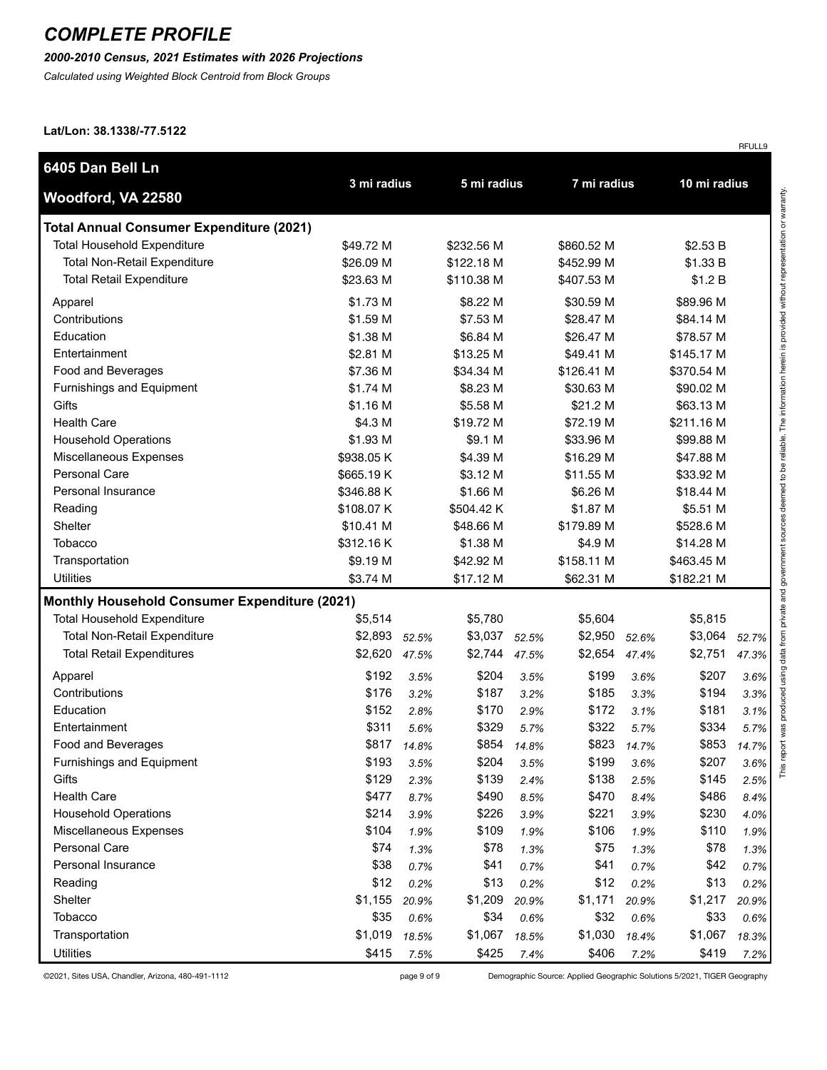# COMPLETE PROFILE

***2000-2010 Census, 2021 Estimates with 2026 Projections***

*Calculated using Weighted Block Centroid from Block Groups*

**Lat/Lon: 38.1338/-77.5122**

RFULL9

| 6405 Dan Bell Ln<br>Woodford, VA 22580 | 3 mi radius | | 5 mi radius | | 7 mi radius | | 10 mi radius | |
|---|---|---|---|---|---|---|---|---|
| **Total Annual Consumer Expenditure (2021)** | | | | | | | | |
| Total Household Expenditure | $49.72 M | | $232.56 M | | $860.52 M | | $2.53 B | |
| Total Non-Retail Expenditure | $26.09 M | | $122.18 M | | $452.99 M | | $1.33 B | |
| Total Retail Expenditure | $23.63 M | | $110.38 M | | $407.53 M | | $1.2 B | |
| Apparel | $1.73 M | | $8.22 M | | $30.59 M | | $89.96 M | |
| Contributions | $1.59 M | | $7.53 M | | $28.47 M | | $84.14 M | |
| Education | $1.38 M | | $6.84 M | | $26.47 M | | $78.57 M | |
| Entertainment | $2.81 M | | $13.25 M | | $49.41 M | | $145.17 M | |
| Food and Beverages | $7.36 M | | $34.34 M | | $126.41 M | | $370.54 M | |
| Furnishings and Equipment | $1.74 M | | $8.23 M | | $30.63 M | | $90.02 M | |
| Gifts | $1.16 M | | $5.58 M | | $21.2 M | | $63.13 M | |
| Health Care | $4.3 M | | $19.72 M | | $72.19 M | | $211.16 M | |
| Household Operations | $1.93 M | | $9.1 M | | $33.96 M | | $99.88 M | |
| Miscellaneous Expenses | $938.05 K | | $4.39 M | | $16.29 M | | $47.88 M | |
| Personal Care | $665.19 K | | $3.12 M | | $11.55 M | | $33.92 M | |
| Personal Insurance | $346.88 K | | $1.66 M | | $6.26 M | | $18.44 M | |
| Reading | $108.07 K | | $504.42 K | | $1.87 M | | $5.51 M | |
| Shelter | $10.41 M | | $48.66 M | | $179.89 M | | $528.6 M | |
| Tobacco | $312.16 K | | $1.38 M | | $4.9 M | | $14.28 M | |
| Transportation | $9.19 M | | $42.92 M | | $158.11 M | | $463.45 M | |
| Utilities | $3.74 M | | $17.12 M | | $62.31 M | | $182.21 M | |
| **Monthly Household Consumer Expenditure (2021)** | | | | | | | | |
| Total Household Expenditure | $5,514 | | $5,780 | | $5,604 | | $5,815 | |
| Total Non-Retail Expenditure | $2,893 | *52.5%* | $3,037 | *52.5%* | $2,950 | *52.6%* | $3,064 | *52.7%* |
| Total Retail Expenditures | $2,620 | *47.5%* | $2,744 | *47.5%* | $2,654 | *47.4%* | $2,751 | *47.3%* |
| Apparel | $192 | *3.5%* | $204 | *3.5%* | $199 | *3.6%* | $207 | *3.6%* |
| Contributions | $176 | *3.2%* | $187 | *3.2%* | $185 | *3.3%* | $194 | *3.3%* |
| Education | $152 | *2.8%* | $170 | *2.9%* | $172 | *3.1%* | $181 | *3.1%* |
| Entertainment | $311 | *5.6%* | $329 | *5.7%* | $322 | *5.7%* | $334 | *5.7%* |
| Food and Beverages | $817 | *14.8%* | $854 | *14.8%* | $823 | *14.7%* | $853 | *14.7%* |
| Furnishings and Equipment | $193 | *3.5%* | $204 | *3.5%* | $199 | *3.6%* | $207 | *3.6%* |
| Gifts | $129 | *2.3%* | $139 | *2.4%* | $138 | *2.5%* | $145 | *2.5%* |
| Health Care | $477 | *8.7%* | $490 | *8.5%* | $470 | *8.4%* | $486 | *8.4%* |
| Household Operations | $214 | *3.9%* | $226 | *3.9%* | $221 | *3.9%* | $230 | *4.0%* |
| Miscellaneous Expenses | $104 | *1.9%* | $109 | *1.9%* | $106 | *1.9%* | $110 | *1.9%* |
| Personal Care | $74 | *1.3%* | $78 | *1.3%* | $75 | *1.3%* | $78 | *1.3%* |
| Personal Insurance | $38 | *0.7%* | $41 | *0.7%* | $41 | *0.7%* | $42 | *0.7%* |
| Reading | $12 | *0.2%* | $13 | *0.2%* | $12 | *0.2%* | $13 | *0.2%* |
| Shelter | $1,155 | *20.9%* | $1,209 | *20.9%* | $1,171 | *20.9%* | $1,217 | *20.9%* |
| Tobacco | $35 | *0.6%* | $34 | *0.6%* | $32 | *0.6%* | $33 | *0.6%* |
| Transportation | $1,019 | *18.5%* | $1,067 | *18.5%* | $1,030 | *18.4%* | $1,067 | *18.3%* |
| Utilities | $415 | *7.5%* | $425 | *7.4%* | $406 | *7.2%* | $419 | *7.2%* |

This report was produced using data from private and government sources deemed to be reliable. The information herein is provided without representation or warranty.

©2021, Sites USA, Chandler, Arizona, 480-491-1112

Demographic Source: Applied Geographic Solutions 5/2021, TIGER Geography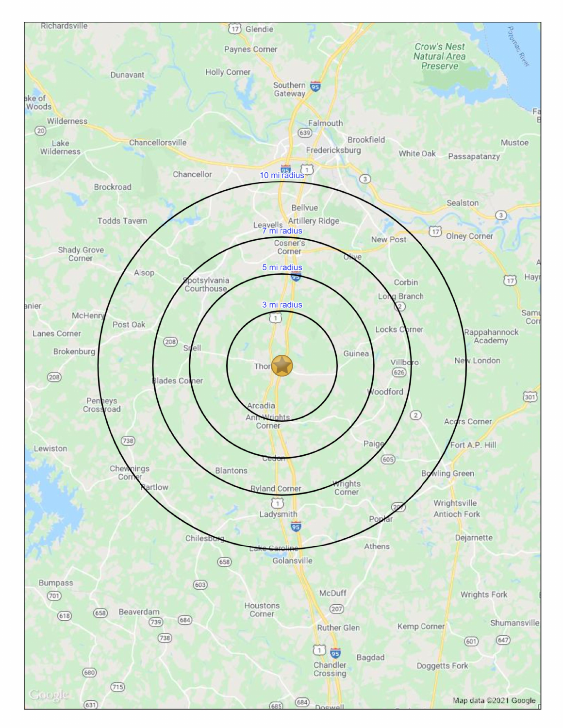Richardsville
17 Glendie
Paynes Corner
Dunavant
Holly Corner
Southern Gateway
95
Crow's Nest Natural Area Preserve
Potomac River
Lake of Woods
Wilderness
20
Lake Wilderness
Chancellorsville
Falmouth
639
Brookfield
Fredericksburg
White Oak
Mustoe
Passapatanzy
Chancellor
95
1
3
10 mi radius
Brockroad
Sealston
Bellvue
Todds Tavern
Leavells
Artillery Ridge
3
7 mi radius
17
Olney Corner
New Post
Shady Grove Corner
Cosner's Corner
Olive
5 mi radius
95
Alsop
Spotsylvania Courthouse
Corbin
17
Long Branch
2
3 mi radius
1
McHenry
Post Oak
Locks Corner
Rappahannock Academy
Lanes Corner
208
Snell
Guinea
New London
Brokenburg
Thor
Villboro
626
208
Blades Corner
Woodford
Penneys Crossroad
301
Arcadia
2
Ann Wrights Corner
Acors Corner
738
Fort A.P. Hill
Lewiston
Paige
Cedon
605
Chewnings Corner
Blantons
Bowling Green
Partlow
Ryland Corner
Wrights Corner
1
Wrightsville
Ladysmith
207
Antioch Fork
95
Poplar
Chilesburg
Dejarnette
Lake Caroline
Athens
658
Golansville
603
Bumpass
Wrights Fork
701
McDuff
Houstons Corner
207
618
658
Beaverdam
739
684
Shumansville
Ruther Glen
Kemp Corner
738
601
647
1
95
Bagdad
Chandler Crossing
Doggetts Fork
680
715
631
685
684
Doswell
Google
Map data ©2021 Google